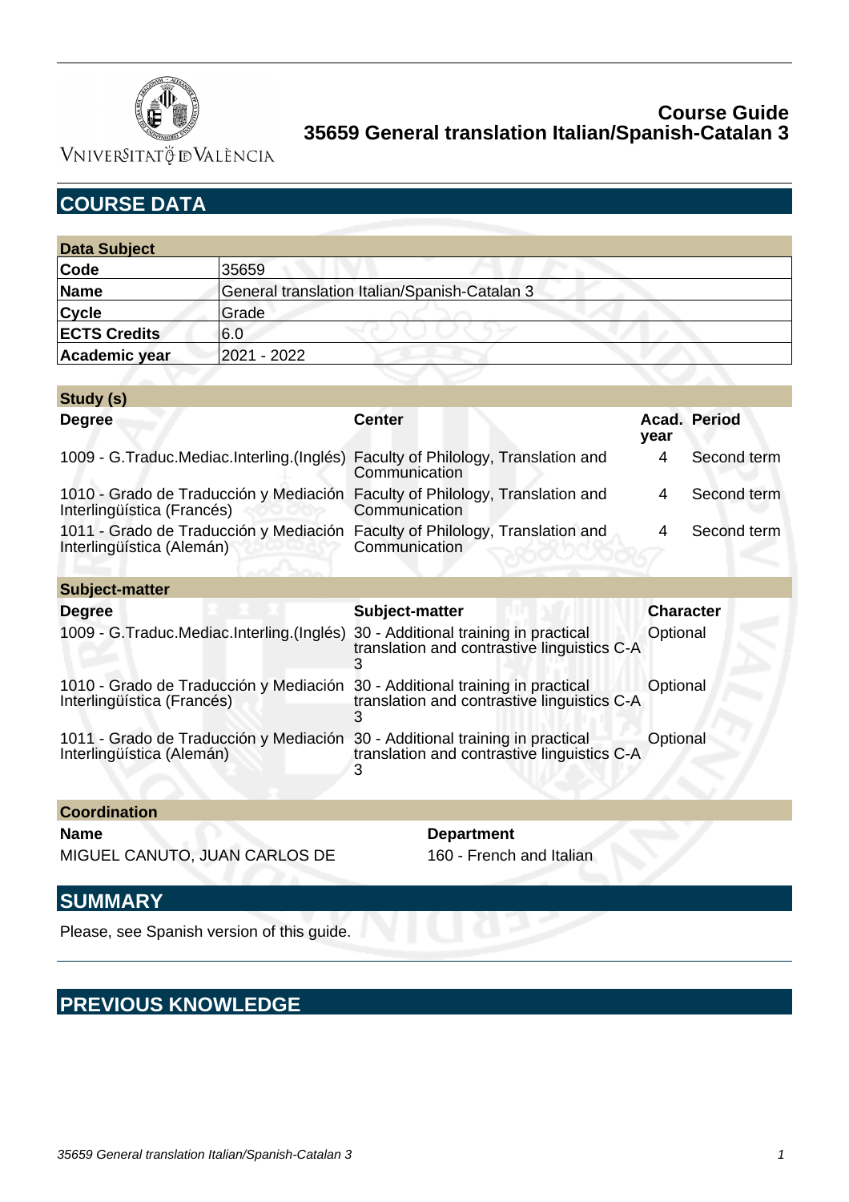# Course Guide
## 35659 General translation Italian/Spanish-Catalan 3

## COURSE DATA

| Data Subject | |
|---|---|
| Code | 35659 |
| Name | General translation Italian/Spanish-Catalan 3 |
| Cycle | Grade |
| ECTS Credits | 6.0 |
| Academic year | 2021 - 2022 |

**Study (s)**

| Degree | Center | Acad. year | Period |
|---|---|---|---|
| 1009 - G.Traduc.Mediac.Interling.(Inglés) | Faculty of Philology, Translation and Communication | 4 | Second term |
| 1010 - Grado de Traducción y Mediación Interlingüística (Francés) | Faculty of Philology, Translation and Communication | 4 | Second term |
| 1011 - Grado de Traducción y Mediación Interlingüística (Alemán) | Faculty of Philology, Translation and Communication | 4 | Second term |

**Subject-matter**

| Degree | Subject-matter | Character |
|---|---|---|
| 1009 - G.Traduc.Mediac.Interling.(Inglés) | 30 - Additional training in practical translation and contrastive linguistics C-A 3 | Optional |
| 1010 - Grado de Traducción y Mediación Interlingüística (Francés) | 30 - Additional training in practical translation and contrastive linguistics C-A 3 | Optional |
| 1011 - Grado de Traducción y Mediación Interlingüística (Alemán) | 30 - Additional training in practical translation and contrastive linguistics C-A 3 | Optional |

**Coordination**

| Name | Department |
|---|---|
| MIGUEL CANUTO, JUAN CARLOS DE | 160 - French and Italian |

## SUMMARY

Please, see Spanish version of this guide.

## PREVIOUS KNOWLEDGE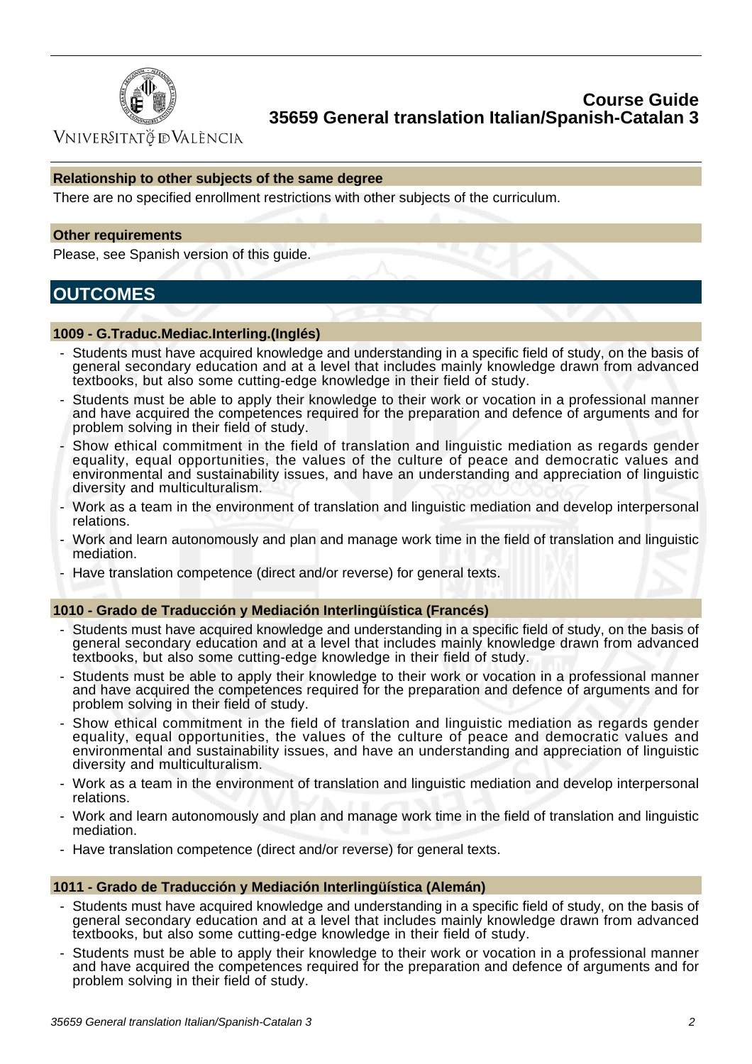### Relationship to other subjects of the same degree

There are no specified enrollment restrictions with other subjects of the curriculum.

### Other requirements

Please, see Spanish version of this guide.

## OUTCOMES

### 1009 - G.Traduc.Mediac.Interling.(Inglés)

- Students must have acquired knowledge and understanding in a specific field of study, on the basis of general secondary education and at a level that includes mainly knowledge drawn from advanced textbooks, but also some cutting-edge knowledge in their field of study.
- Students must be able to apply their knowledge to their work or vocation in a professional manner and have acquired the competences required for the preparation and defence of arguments and for problem solving in their field of study.
- Show ethical commitment in the field of translation and linguistic mediation as regards gender equality, equal opportunities, the values of the culture of peace and democratic values and environmental and sustainability issues, and have an understanding and appreciation of linguistic diversity and multiculturalism.
- Work as a team in the environment of translation and linguistic mediation and develop interpersonal relations.
- Work and learn autonomously and plan and manage work time in the field of translation and linguistic mediation.
- Have translation competence (direct and/or reverse) for general texts.

### 1010 - Grado de Traducción y Mediación Interlingüística (Francés)

- Students must have acquired knowledge and understanding in a specific field of study, on the basis of general secondary education and at a level that includes mainly knowledge drawn from advanced textbooks, but also some cutting-edge knowledge in their field of study.
- Students must be able to apply their knowledge to their work or vocation in a professional manner and have acquired the competences required for the preparation and defence of arguments and for problem solving in their field of study.
- Show ethical commitment in the field of translation and linguistic mediation as regards gender equality, equal opportunities, the values of the culture of peace and democratic values and environmental and sustainability issues, and have an understanding and appreciation of linguistic diversity and multiculturalism.
- Work as a team in the environment of translation and linguistic mediation and develop interpersonal relations.
- Work and learn autonomously and plan and manage work time in the field of translation and linguistic mediation.
- Have translation competence (direct and/or reverse) for general texts.

### 1011 - Grado de Traducción y Mediación Interlingüística (Alemán)

- Students must have acquired knowledge and understanding in a specific field of study, on the basis of general secondary education and at a level that includes mainly knowledge drawn from advanced textbooks, but also some cutting-edge knowledge in their field of study.
- Students must be able to apply their knowledge to their work or vocation in a professional manner and have acquired the competences required for the preparation and defence of arguments and for problem solving in their field of study.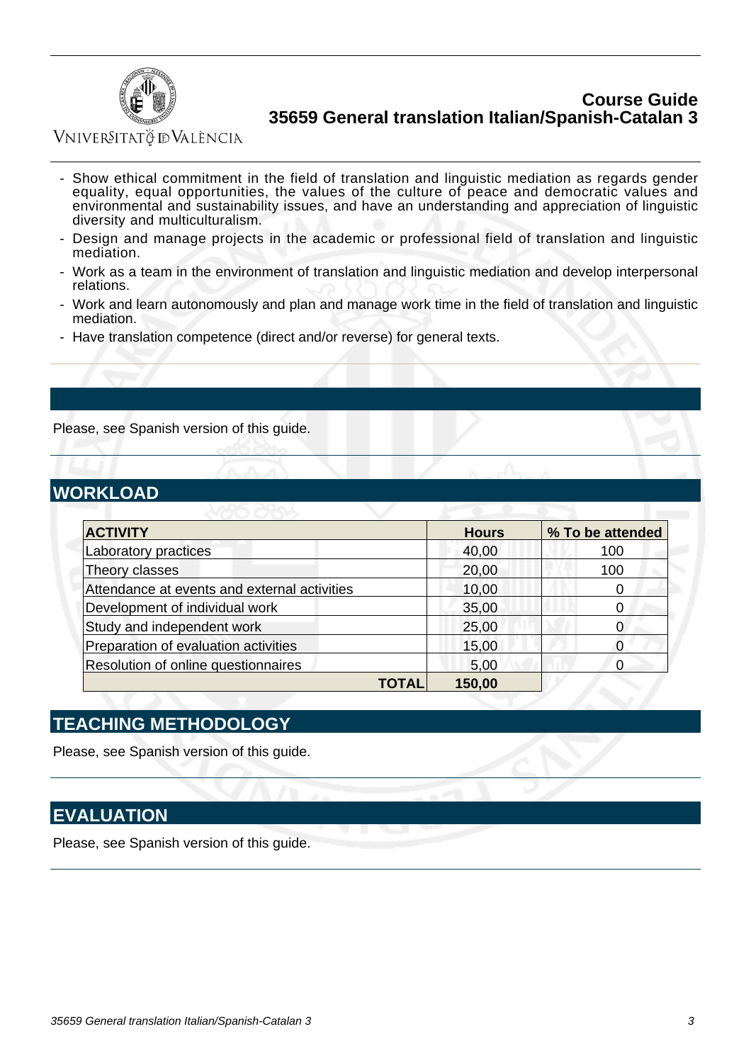- Show ethical commitment in the field of translation and linguistic mediation as regards gender equality, equal opportunities, the values of the culture of peace and democratic values and environmental and sustainability issues, and have an understanding and appreciation of linguistic diversity and multiculturalism.
- Design and manage projects in the academic or professional field of translation and linguistic mediation.
- Work as a team in the environment of translation and linguistic mediation and develop interpersonal relations.
- Work and learn autonomously and plan and manage work time in the field of translation and linguistic mediation.
- Have translation competence (direct and/or reverse) for general texts.

Please, see Spanish version of this guide.

## WORKLOAD

| ACTIVITY | Hours | % To be attended |
|---|---|---|
| Laboratory practices | 40,00 | 100 |
| Theory classes | 20,00 | 100 |
| Attendance at events and external activities | 10,00 | 0 |
| Development of individual work | 35,00 | 0 |
| Study and independent work | 25,00 | 0 |
| Preparation of evaluation activities | 15,00 | 0 |
| Resolution of online questionnaires | 5,00 | 0 |
| **TOTAL** | **150,00** | |

## TEACHING METHODOLOGY

Please, see Spanish version of this guide.

## EVALUATION

Please, see Spanish version of this guide.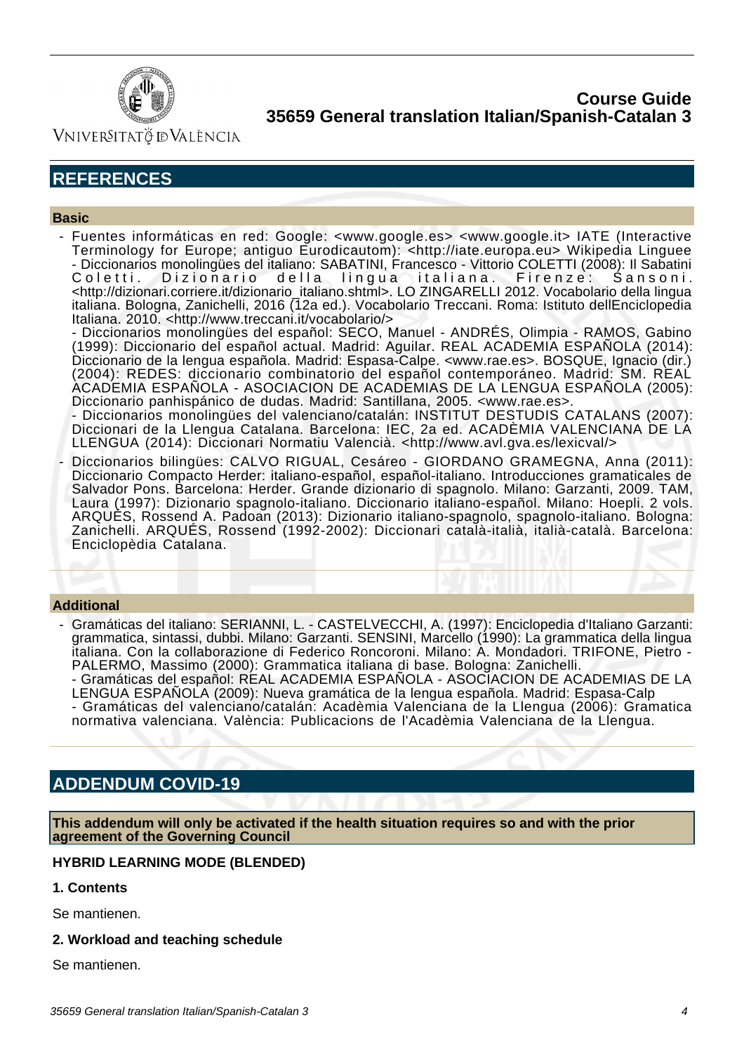## REFERENCES

### Basic

- Fuentes informáticas en red: Google: <www.google.es> <www.google.it> IATE (Interactive Terminology for Europe; antiguo Eurodicautom): <http://iate.europa.eu> Wikipedia Linguee
  - Diccionarios monolingües del italiano: SABATINI, Francesco - Vittorio COLETTI (2008): Il Sabatini Coletti. Dizionario della lingua italiana. Firenze: Sansoni. <http://dizionari.corriere.it/dizionario_italiano.shtml>. LO ZINGARELLI 2012. Vocabolario della lingua italiana. Bologna, Zanichelli, 2016 (12a ed.). Vocabolario Treccani. Roma: Istituto dellEnciclopedia Italiana. 2010. <http://www.treccani.it/vocabolario/>
  - Diccionarios monolingües del español: SECO, Manuel - ANDRÉS, Olimpia - RAMOS, Gabino (1999): Diccionario del español actual. Madrid: Aguilar. REAL ACADEMIA ESPAÑOLA (2014): Diccionario de la lengua española. Madrid: Espasa-Calpe. <www.rae.es>. BOSQUE, Ignacio (dir.) (2004): REDES: diccionario combinatorio del español contemporáneo. Madrid: SM. REAL ACADEMIA ESPAÑOLA - ASOCIACION DE ACADEMIAS DE LA LENGUA ESPAÑOLA (2005): Diccionario panhispánico de dudas. Madrid: Santillana, 2005. <www.rae.es>.
  - Diccionarios monolingües del valenciano/catalán: INSTITUT DESTUDIS CATALANS (2007): Diccionari de la Llengua Catalana. Barcelona: IEC, 2a ed. ACADÈMIA VALENCIANA DE LA LLENGUA (2014): Diccionari Normatiu Valencià. <http://www.avl.gva.es/lexicval/>
- Diccionarios bilingües: CALVO RIGUAL, Cesáreo - GIORDANO GRAMEGNA, Anna (2011): Diccionario Compacto Herder: italiano-español, español-italiano. Introducciones gramaticales de Salvador Pons. Barcelona: Herder. Grande dizionario di spagnolo. Milano: Garzanti, 2009. TAM, Laura (1997): Dizionario spagnolo-italiano. Diccionario italiano-español. Milano: Hoepli. 2 vols. ARQUÉS, Rossend A. Padoan (2013): Dizionario italiano-spagnolo, spagnolo-italiano. Bologna: Zanichelli. ARQUÉS, Rossend (1992-2002): Diccionari català-italià, italià-català. Barcelona: Enciclopèdia Catalana.

### Additional

- Gramáticas del italiano: SERIANNI, L. - CASTELVECCHI, A. (1997): Enciclopedia d'Italiano Garzanti: grammatica, sintassi, dubbi. Milano: Garzanti. SENSINI, Marcello (1990): La grammatica della lingua italiana. Con la collaborazione di Federico Roncoroni. Milano: A. Mondadori. TRIFONE, Pietro - PALERMO, Massimo (2000): Grammatica italiana di base. Bologna: Zanichelli.
  - Gramáticas del español: REAL ACADEMIA ESPAÑOLA - ASOCIACION DE ACADEMIAS DE LA LENGUA ESPAÑOLA (2009): Nueva gramática de la lengua española. Madrid: Espasa-Calp
  - Gramáticas del valenciano/catalán: Acadèmia Valenciana de la Llengua (2006): Gramatica normativa valenciana. València: Publicacions de l'Acadèmia Valenciana de la Llengua.

## ADDENDUM COVID-19

**This addendum will only be activated if the health situation requires so and with the prior agreement of the Governing Council**

**HYBRID LEARNING MODE (BLENDED)**

**1. Contents**

Se mantienen.

**2. Workload and teaching schedule**

Se mantienen.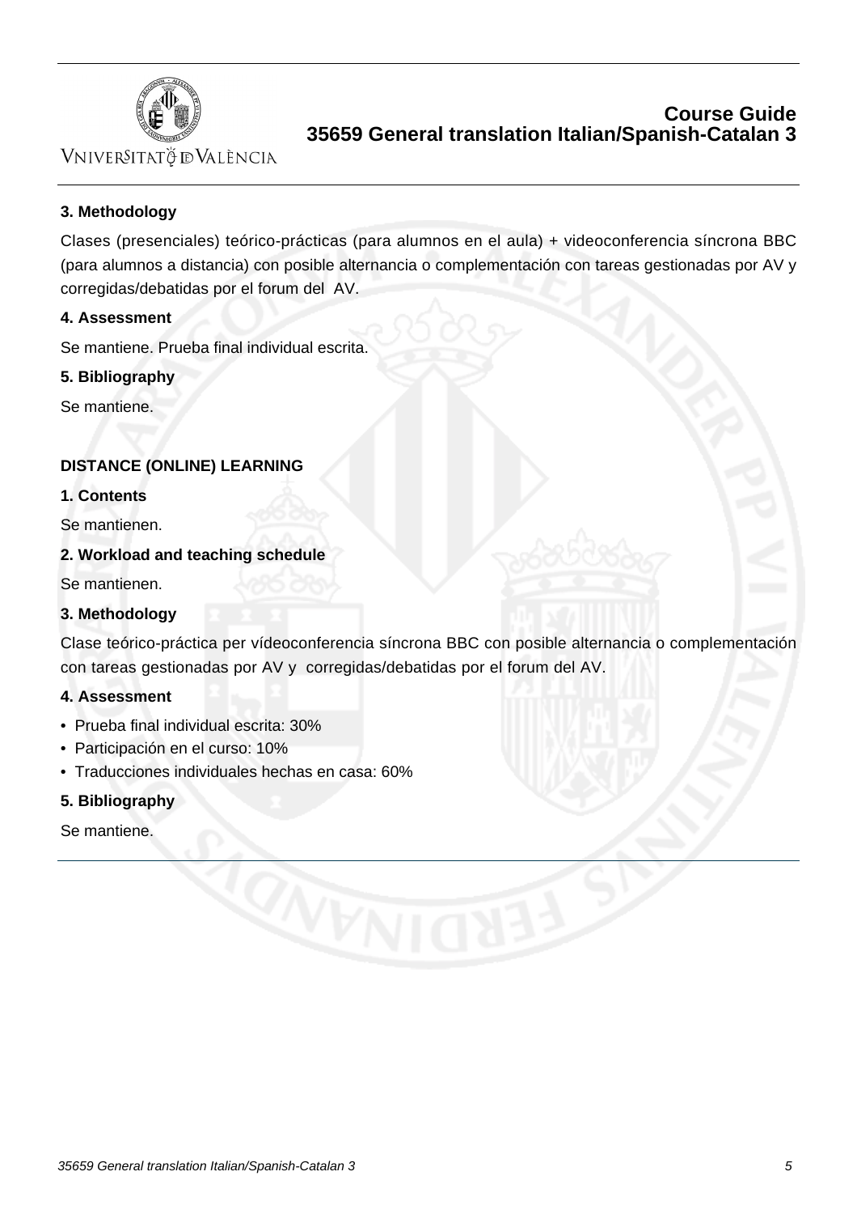**3. Methodology**

Clases (presenciales) teórico-prácticas (para alumnos en el aula) + videoconferencia síncrona BBC (para alumnos a distancia) con posible alternancia o complementación con tareas gestionadas por AV y corregidas/debatidas por el forum del AV.

**4. Assessment**

Se mantiene. Prueba final individual escrita.

**5. Bibliography**

Se mantiene.

**DISTANCE (ONLINE) LEARNING**

**1. Contents**

Se mantienen.

**2. Workload and teaching schedule**

Se mantienen.

**3. Methodology**

Clase teórico-práctica per vídeoconferencia síncrona BBC con posible alternancia o complementación con tareas gestionadas por AV y corregidas/debatidas por el forum del AV.

**4. Assessment**

- Prueba final individual escrita: 30%
- Participación en el curso: 10%
- Traducciones individuales hechas en casa: 60%

**5. Bibliography**

Se mantiene.